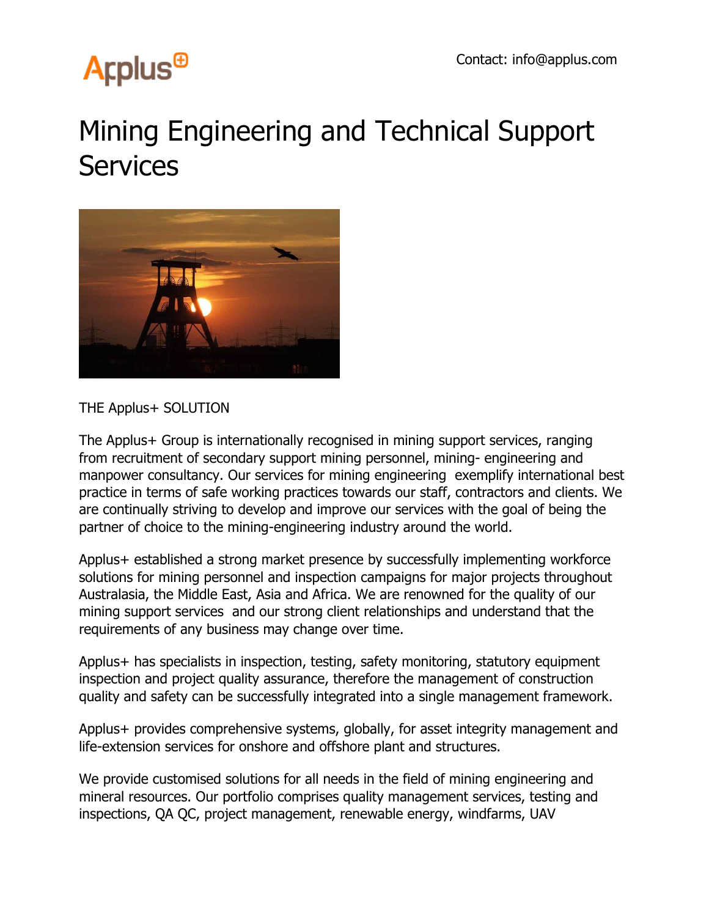Contact: info@applus.com

# Mining Engineering and Technical Support Services

THE Applus+ SOLUTION

The Applus+ Group is internationally recognised in mining support services, ranging from recruitment of secondary support mining personnel, mining- engineering and manpower consultancy. Our services for mining engineering exemplify international best practice in terms of safe working practices towards our staff, contractors and clients. We are continually striving to develop and improve our services with the goal of being the partner of choice to the mining-engineering industry around the world.

Applus+ established a strong market presence by successfully implementing workforce solutions for mining personnel and inspection campaigns for major projects throughout Australasia, the Middle East, Asia and Africa. We are renowned for the quality of our mining support services and our strong client relationships and understand that the requirements of any business may change over time.

Applus+ has specialists in inspection, testing, safety monitoring, statutory equipment inspection and project quality assurance, therefore the management of construction quality and safety can be successfully integrated into a single management framework.

Applus+ provides comprehensive systems, globally, for asset integrity management and life-extension services for onshore and offshore plant and structures.

We provide customised solutions for all needs in the field of mining engineering and mineral resources. Our portfolio comprises quality management services, testing and inspections, QA QC, project management, renewable energy, windfarms, UAV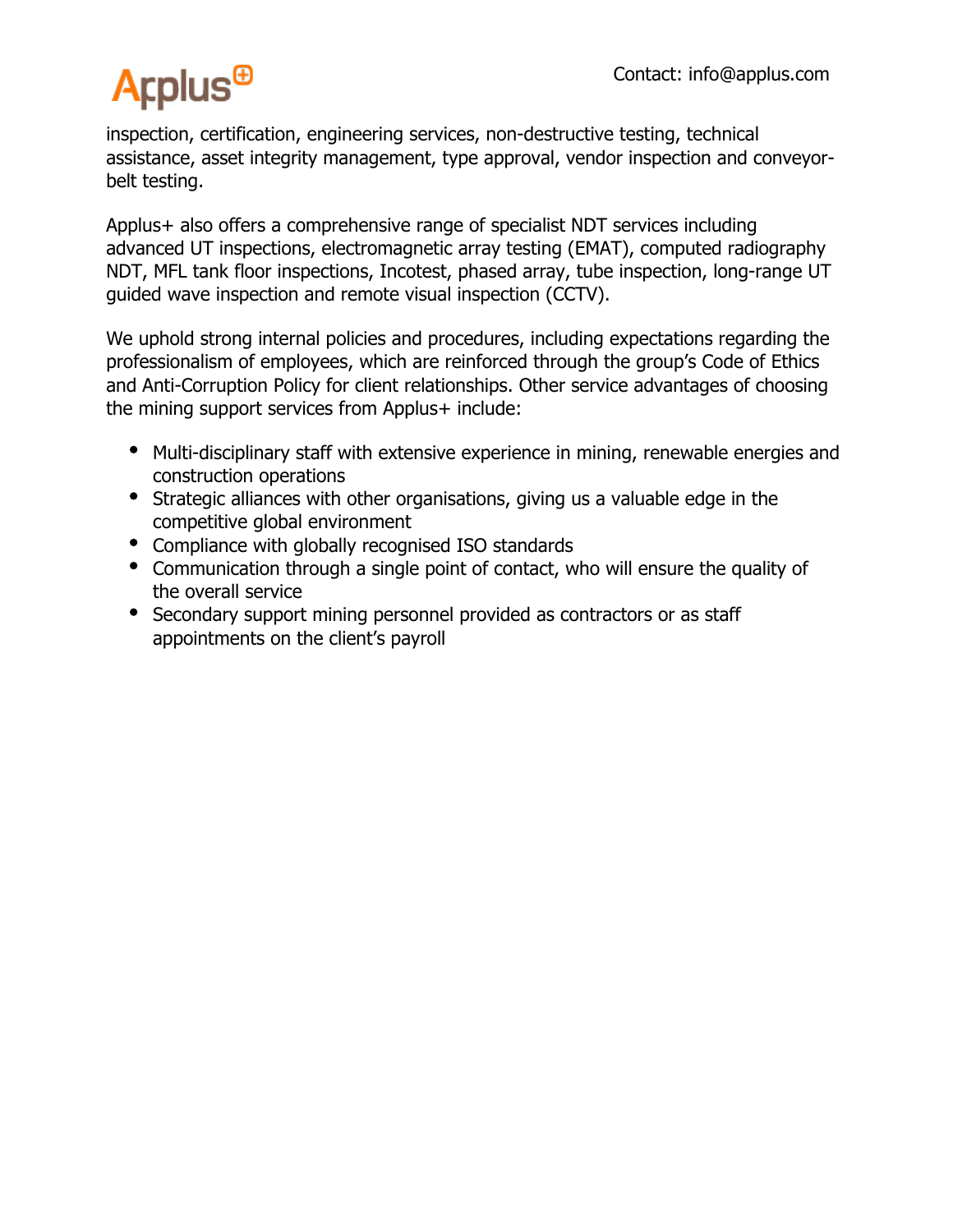inspection, certification, engineering services, non-destructive testing, technical assistance, asset integrity management, type approval, vendor inspection and conveyor-belt testing.

Applus+ also offers a comprehensive range of specialist NDT services including advanced UT inspections, electromagnetic array testing (EMAT), computed radiography NDT, MFL tank floor inspections, Incotest, phased array, tube inspection, long-range UT guided wave inspection and remote visual inspection (CCTV).

We uphold strong internal policies and procedures, including expectations regarding the professionalism of employees, which are reinforced through the group's Code of Ethics and Anti-Corruption Policy for client relationships. Other service advantages of choosing the mining support services from Applus+ include:

- Multi-disciplinary staff with extensive experience in mining, renewable energies and construction operations
- Strategic alliances with other organisations, giving us a valuable edge in the competitive global environment
- Compliance with globally recognised ISO standards
- Communication through a single point of contact, who will ensure the quality of the overall service
- Secondary support mining personnel provided as contractors or as staff appointments on the client's payroll